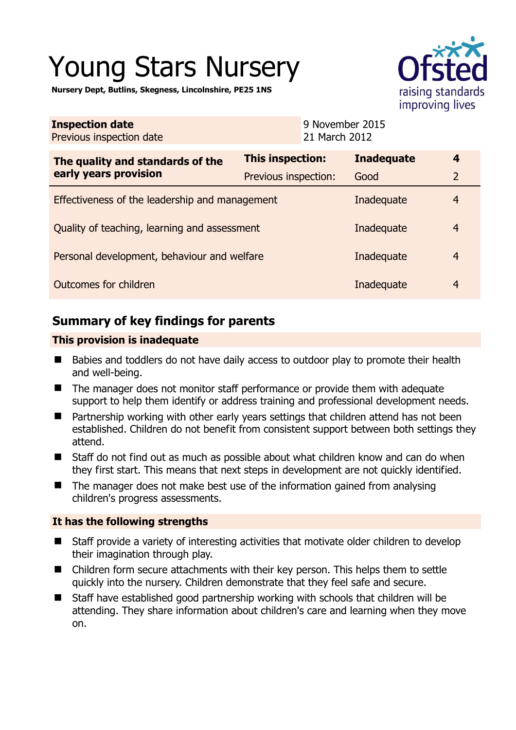# Young Stars Nursery

**Nursery Dept, Butlins, Skegness, Lincolnshire, PE25 1NS**

| **Inspection date** | 9 November 2015 |
|---|---|
| Previous inspection date | 21 March 2012 |

| **The quality and standards of the early years provision** | **This inspection:** | **Inadequate** | **4** |
|---|---|---|---|
| | Previous inspection: | Good | 2 |
| Effectiveness of the leadership and management | | Inadequate | 4 |
| Quality of teaching, learning and assessment | | Inadequate | 4 |
| Personal development, behaviour and welfare | | Inadequate | 4 |
| Outcomes for children | | Inadequate | 4 |

## Summary of key findings for parents

### This provision is inadequate

- Babies and toddlers do not have daily access to outdoor play to promote their health and well-being.
- The manager does not monitor staff performance or provide them with adequate support to help them identify or address training and professional development needs.
- Partnership working with other early years settings that children attend has not been established. Children do not benefit from consistent support between both settings they attend.
- Staff do not find out as much as possible about what children know and can do when they first start. This means that next steps in development are not quickly identified.
- The manager does not make best use of the information gained from analysing children's progress assessments.

### It has the following strengths

- Staff provide a variety of interesting activities that motivate older children to develop their imagination through play.
- Children form secure attachments with their key person. This helps them to settle quickly into the nursery. Children demonstrate that they feel safe and secure.
- Staff have established good partnership working with schools that children will be attending. They share information about children's care and learning when they move on.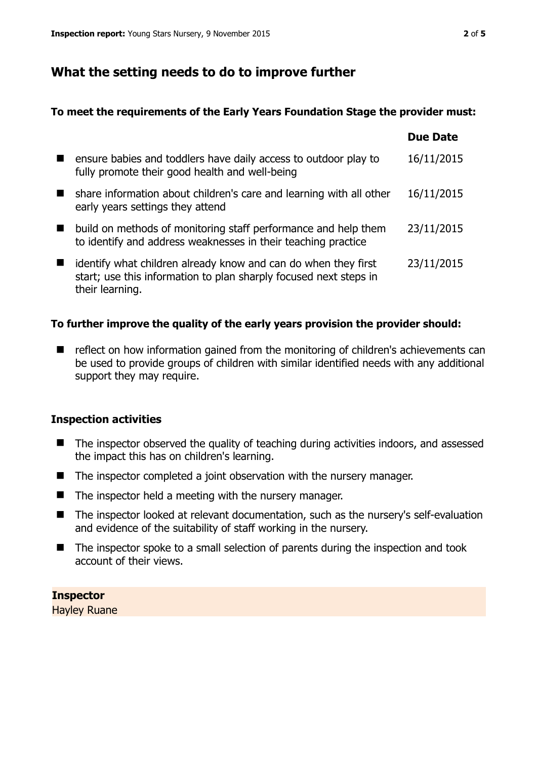## What the setting needs to do to improve further

**To meet the requirements of the Early Years Foundation Stage the provider must:**

| | Due Date |
|---|---|
| ensure babies and toddlers have daily access to outdoor play to fully promote their good health and well-being | 16/11/2015 |
| share information about children's care and learning with all other early years settings they attend | 16/11/2015 |
| build on methods of monitoring staff performance and help them to identify and address weaknesses in their teaching practice | 23/11/2015 |
| identify what children already know and can do when they first start; use this information to plan sharply focused next steps in their learning. | 23/11/2015 |

**To further improve the quality of the early years provision the provider should:**

- reflect on how information gained from the monitoring of children's achievements can be used to provide groups of children with similar identified needs with any additional support they may require.

### Inspection activities

- The inspector observed the quality of teaching during activities indoors, and assessed the impact this has on children's learning.
- The inspector completed a joint observation with the nursery manager.
- The inspector held a meeting with the nursery manager.
- The inspector looked at relevant documentation, such as the nursery's self-evaluation and evidence of the suitability of staff working in the nursery.
- The inspector spoke to a small selection of parents during the inspection and took account of their views.

**Inspector**
Hayley Ruane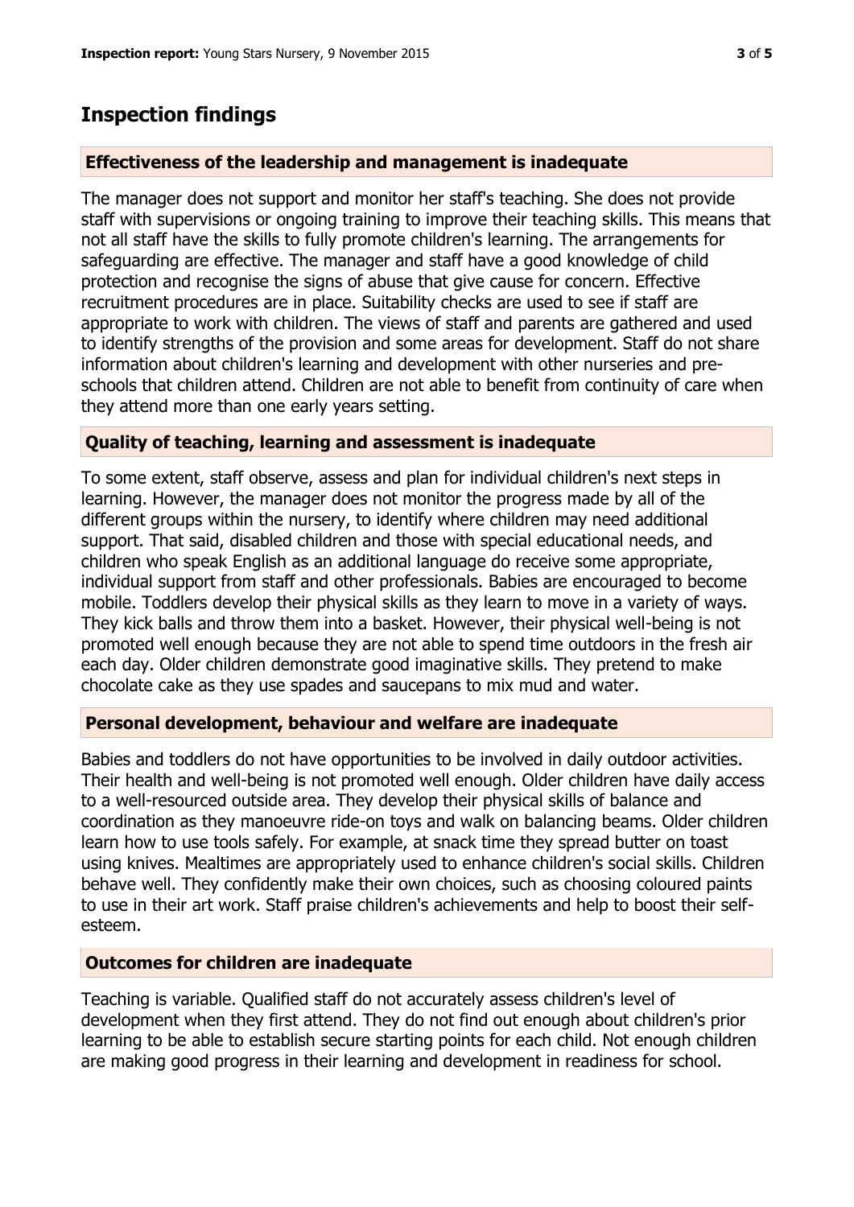## Inspection findings

### Effectiveness of the leadership and management is inadequate

The manager does not support and monitor her staff's teaching. She does not provide staff with supervisions or ongoing training to improve their teaching skills. This means that not all staff have the skills to fully promote children's learning. The arrangements for safeguarding are effective. The manager and staff have a good knowledge of child protection and recognise the signs of abuse that give cause for concern. Effective recruitment procedures are in place. Suitability checks are used to see if staff are appropriate to work with children. The views of staff and parents are gathered and used to identify strengths of the provision and some areas for development. Staff do not share information about children's learning and development with other nurseries and pre-schools that children attend. Children are not able to benefit from continuity of care when they attend more than one early years setting.

### Quality of teaching, learning and assessment is inadequate

To some extent, staff observe, assess and plan for individual children's next steps in learning. However, the manager does not monitor the progress made by all of the different groups within the nursery, to identify where children may need additional support. That said, disabled children and those with special educational needs, and children who speak English as an additional language do receive some appropriate, individual support from staff and other professionals. Babies are encouraged to become mobile. Toddlers develop their physical skills as they learn to move in a variety of ways. They kick balls and throw them into a basket. However, their physical well-being is not promoted well enough because they are not able to spend time outdoors in the fresh air each day. Older children demonstrate good imaginative skills. They pretend to make chocolate cake as they use spades and saucepans to mix mud and water.

### Personal development, behaviour and welfare are inadequate

Babies and toddlers do not have opportunities to be involved in daily outdoor activities. Their health and well-being is not promoted well enough. Older children have daily access to a well-resourced outside area. They develop their physical skills of balance and coordination as they manoeuvre ride-on toys and walk on balancing beams. Older children learn how to use tools safely. For example, at snack time they spread butter on toast using knives. Mealtimes are appropriately used to enhance children's social skills. Children behave well. They confidently make their own choices, such as choosing coloured paints to use in their art work. Staff praise children's achievements and help to boost their self-esteem.

### Outcomes for children are inadequate

Teaching is variable. Qualified staff do not accurately assess children's level of development when they first attend. They do not find out enough about children's prior learning to be able to establish secure starting points for each child. Not enough children are making good progress in their learning and development in readiness for school.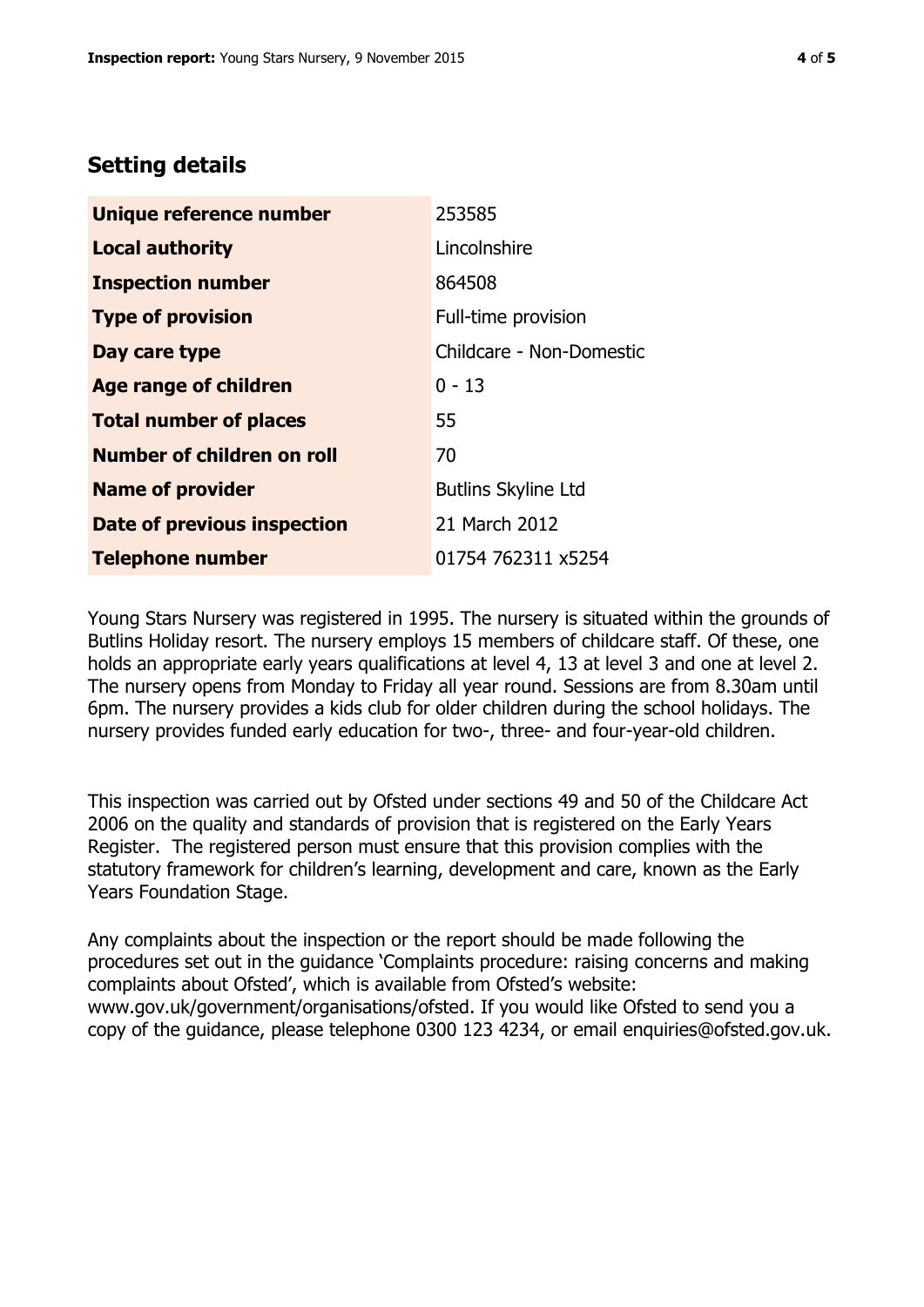## Setting details

| | |
|---|---|
| **Unique reference number** | 253585 |
| **Local authority** | Lincolnshire |
| **Inspection number** | 864508 |
| **Type of provision** | Full-time provision |
| **Day care type** | Childcare - Non-Domestic |
| **Age range of children** | 0 - 13 |
| **Total number of places** | 55 |
| **Number of children on roll** | 70 |
| **Name of provider** | Butlins Skyline Ltd |
| **Date of previous inspection** | 21 March 2012 |
| **Telephone number** | 01754 762311 x5254 |

Young Stars Nursery was registered in 1995. The nursery is situated within the grounds of Butlins Holiday resort. The nursery employs 15 members of childcare staff. Of these, one holds an appropriate early years qualifications at level 4, 13 at level 3 and one at level 2. The nursery opens from Monday to Friday all year round. Sessions are from 8.30am until 6pm. The nursery provides a kids club for older children during the school holidays. The nursery provides funded early education for two-, three- and four-year-old children.

This inspection was carried out by Ofsted under sections 49 and 50 of the Childcare Act 2006 on the quality and standards of provision that is registered on the Early Years Register. The registered person must ensure that this provision complies with the statutory framework for children's learning, development and care, known as the Early Years Foundation Stage.

Any complaints about the inspection or the report should be made following the procedures set out in the guidance 'Complaints procedure: raising concerns and making complaints about Ofsted', which is available from Ofsted's website: www.gov.uk/government/organisations/ofsted. If you would like Ofsted to send you a copy of the guidance, please telephone 0300 123 4234, or email enquiries@ofsted.gov.uk.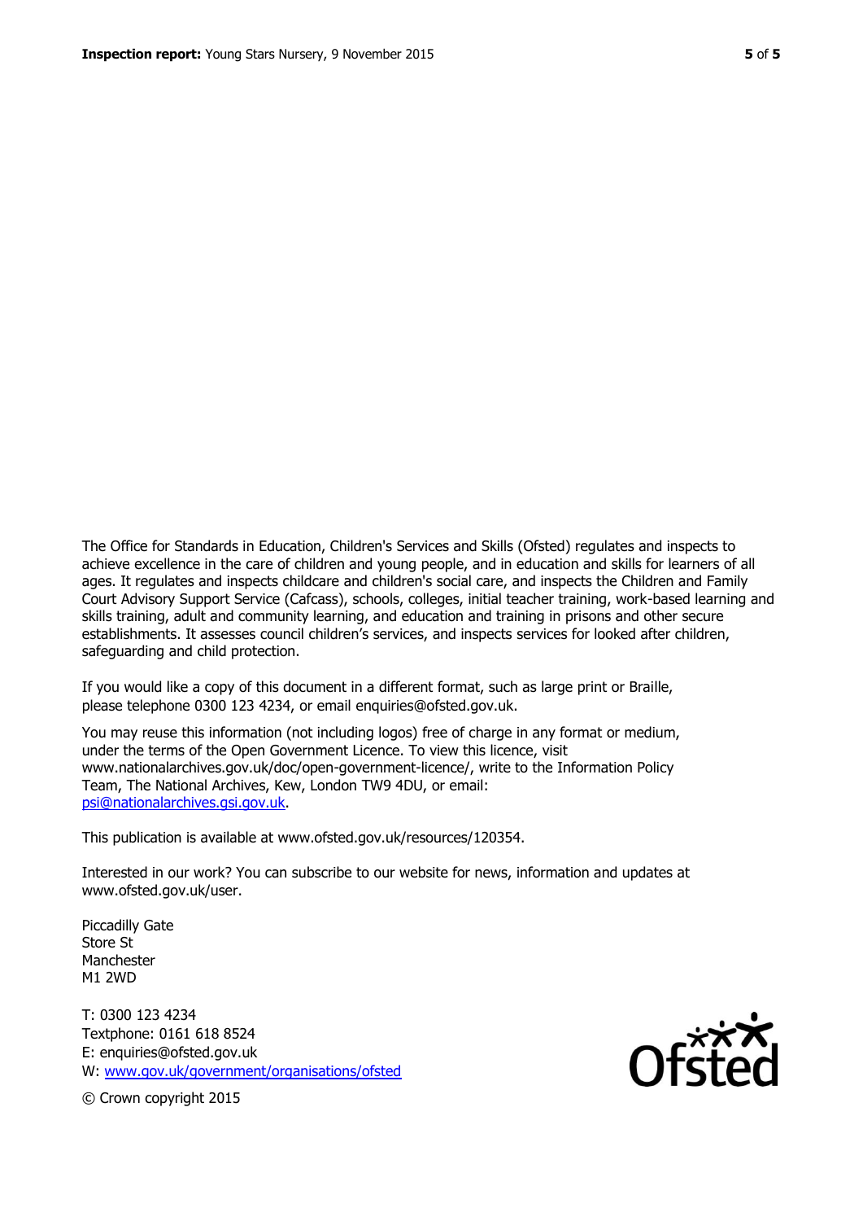The Office for Standards in Education, Children's Services and Skills (Ofsted) regulates and inspects to achieve excellence in the care of children and young people, and in education and skills for learners of all ages. It regulates and inspects childcare and children's social care, and inspects the Children and Family Court Advisory Support Service (Cafcass), schools, colleges, initial teacher training, work-based learning and skills training, adult and community learning, and education and training in prisons and other secure establishments. It assesses council children's services, and inspects services for looked after children, safeguarding and child protection.

If you would like a copy of this document in a different format, such as large print or Braille, please telephone 0300 123 4234, or email enquiries@ofsted.gov.uk.

You may reuse this information (not including logos) free of charge in any format or medium, under the terms of the Open Government Licence. To view this licence, visit www.nationalarchives.gov.uk/doc/open-government-licence/, write to the Information Policy Team, The National Archives, Kew, London TW9 4DU, or email: psi@nationalarchives.gsi.gov.uk.

This publication is available at www.ofsted.gov.uk/resources/120354.

Interested in our work? You can subscribe to our website for news, information and updates at www.ofsted.gov.uk/user.

Piccadilly Gate
Store St
Manchester
M1 2WD

T: 0300 123 4234
Textphone: 0161 618 8524
E: enquiries@ofsted.gov.uk
W: www.gov.uk/government/organisations/ofsted

© Crown copyright 2015

Ofsted